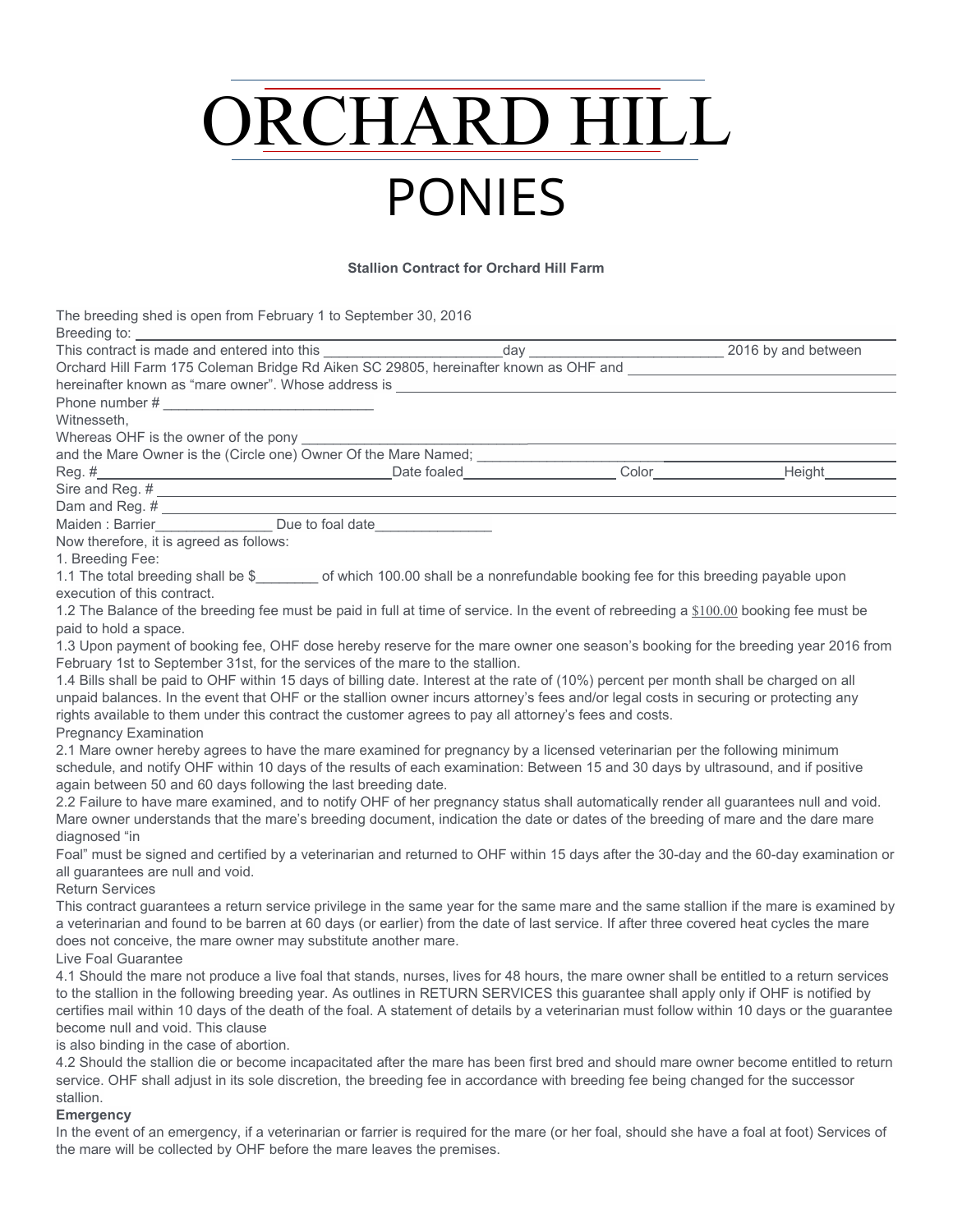# ORCHARD HILL

# PONIES

**Stallion Contract for Orchard Hill Farm**

The breeding shed is open from February 1 to September 30, 2016

Breeding to: ______________________________

This contract is made and entered into this ________________________day ________________________ 2016 by and between Orchard Hill Farm 175 Coleman Bridge Rd Aiken SC 29805, hereinafter known as OHF and ______________________________ hereinafter known as "mare owner". Whose address is ______________________________

Phone number # ____________________________

Witnesseth,

Whereas OHF is the owner of the pony ______________________________

and the Mare Owner is the (Circle one) Owner Of the Mare Named; ______________________________

Reg. #______________________________Date foaled____________________ Color________________Height__________

Sire and Reg. # ______________________________

Dam and Reg. # ______________________________

Maiden : Barrier_______________ Due to foal date_______________

Now therefore, it is agreed as follows:

1. Breeding Fee:

1.1 The total breeding shall be $________ of which 100.00 shall be a nonrefundable booking fee for this breeding payable upon execution of this contract.

1.2 The Balance of the breeding fee must be paid in full at time of service. In the event of rebreeding a $100.00 booking fee must be paid to hold a space.

1.3 Upon payment of booking fee, OHF dose hereby reserve for the mare owner one season's booking for the breeding year 2016 from February 1st to September 31st, for the services of the mare to the stallion.

1.4 Bills shall be paid to OHF within 15 days of billing date. Interest at the rate of (10%) percent per month shall be charged on all unpaid balances. In the event that OHF or the stallion owner incurs attorney's fees and/or legal costs in securing or protecting any rights available to them under this contract the customer agrees to pay all attorney's fees and costs.

Pregnancy Examination

2.1 Mare owner hereby agrees to have the mare examined for pregnancy by a licensed veterinarian per the following minimum schedule, and notify OHF within 10 days of the results of each examination: Between 15 and 30 days by ultrasound, and if positive again between 50 and 60 days following the last breeding date.

2.2 Failure to have mare examined, and to notify OHF of her pregnancy status shall automatically render all guarantees null and void. Mare owner understands that the mare's breeding document, indication the date or dates of the breeding of mare and the dare mare diagnosed "in Foal" must be signed and certified by a veterinarian and returned to OHF within 15 days after the 30-day and the 60-day examination or all guarantees are null and void.

Return Services

This contract guarantees a return service privilege in the same year for the same mare and the same stallion if the mare is examined by a veterinarian and found to be barren at 60 days (or earlier) from the date of last service. If after three covered heat cycles the mare does not conceive, the mare owner may substitute another mare.

Live Foal Guarantee

4.1 Should the mare not produce a live foal that stands, nurses, lives for 48 hours, the mare owner shall be entitled to a return services to the stallion in the following breeding year. As outlines in RETURN SERVICES this guarantee shall apply only if OHF is notified by certifies mail within 10 days of the death of the foal. A statement of details by a veterinarian must follow within 10 days or the guarantee become null and void. This clause is also binding in the case of abortion.

4.2 Should the stallion die or become incapacitated after the mare has been first bred and should mare owner become entitled to return service. OHF shall adjust in its sole discretion, the breeding fee in accordance with breeding fee being changed for the successor stallion.

**Emergency**

In the event of an emergency, if a veterinarian or farrier is required for the mare (or her foal, should she have a foal at foot) Services of the mare will be collected by OHF before the mare leaves the premises.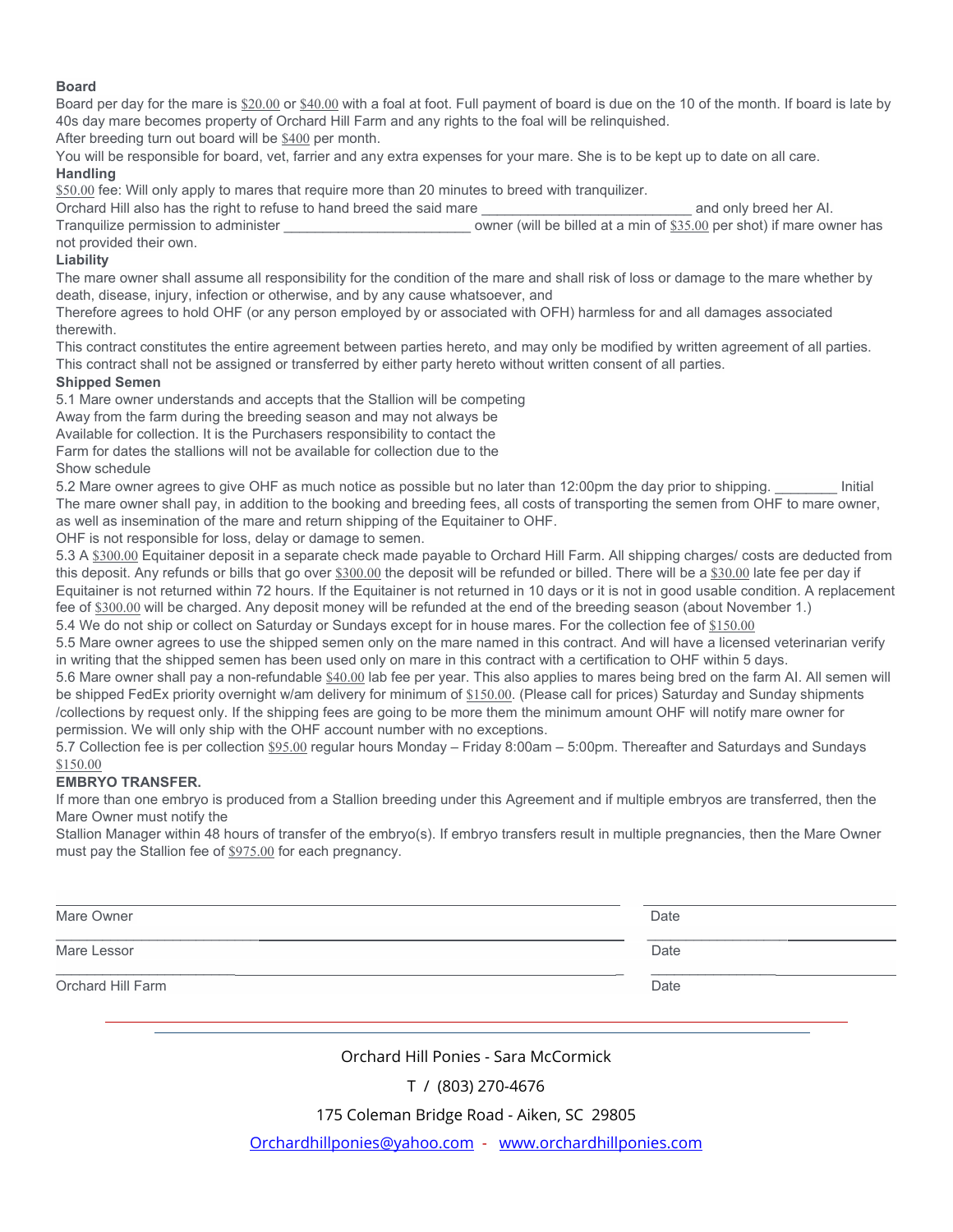**Board**

Board per day for the mare is $20.00 or $40.00 with a foal at foot. Full payment of board is due on the 10 of the month. If board is late by 40s day mare becomes property of Orchard Hill Farm and any rights to the foal will be relinquished.

After breeding turn out board will be $400 per month.

You will be responsible for board, vet, farrier and any extra expenses for your mare. She is to be kept up to date on all care.

**Handling**

$50.00 fee: Will only apply to mares that require more than 20 minutes to breed with tranquilizer.

Orchard Hill also has the right to refuse to hand breed the said mare ____________________________ and only breed her AI.

Tranquilize permission to administer ________________________ owner (will be billed at a min of $35.00 per shot) if mare owner has not provided their own.

**Liability**

The mare owner shall assume all responsibility for the condition of the mare and shall risk of loss or damage to the mare whether by death, disease, injury, infection or otherwise, and by any cause whatsoever, and

Therefore agrees to hold OHF (or any person employed by or associated with OFH) harmless for and all damages associated therewith.

This contract constitutes the entire agreement between parties hereto, and may only be modified by written agreement of all parties.

This contract shall not be assigned or transferred by either party hereto without written consent of all parties.

**Shipped Semen**

5.1 Mare owner understands and accepts that the Stallion will be competing Away from the farm during the breeding season and may not always be Available for collection. It is the Purchasers responsibility to contact the Farm for dates the stallions will not be available for collection due to the Show schedule

5.2 Mare owner agrees to give OHF as much notice as possible but no later than 12:00pm the day prior to shipping. ________ Initial

The mare owner shall pay, in addition to the booking and breeding fees, all costs of transporting the semen from OHF to mare owner, as well as insemination of the mare and return shipping of the Equitainer to OHF.

OHF is not responsible for loss, delay or damage to semen.

5.3 A $300.00 Equitainer deposit in a separate check made payable to Orchard Hill Farm. All shipping charges/ costs are deducted from this deposit. Any refunds or bills that go over $300.00 the deposit will be refunded or billed. There will be a $30.00 late fee per day if Equitainer is not returned within 72 hours. If the Equitainer is not returned in 10 days or it is not in good usable condition. A replacement fee of $300.00 will be charged. Any deposit money will be refunded at the end of the breeding season (about November 1.)

5.4 We do not ship or collect on Saturday or Sundays except for in house mares. For the collection fee of $150.00

5.5 Mare owner agrees to use the shipped semen only on the mare named in this contract. And will have a licensed veterinarian verify in writing that the shipped semen has been used only on mare in this contract with a certification to OHF within 5 days.

5.6 Mare owner shall pay a non-refundable $40.00 lab fee per year. This also applies to mares being bred on the farm AI. All semen will be shipped FedEx priority overnight w/am delivery for minimum of $150.00. (Please call for prices) Saturday and Sunday shipments /collections by request only. If the shipping fees are going to be more them the minimum amount OHF will notify mare owner for permission. We will only ship with the OHF account number with no exceptions.

5.7 Collection fee is per collection $95.00 regular hours Monday – Friday 8:00am – 5:00pm. Thereafter and Saturdays and Sundays $150.00

**EMBRYO TRANSFER.**

If more than one embryo is produced from a Stallion breeding under this Agreement and if multiple embryos are transferred, then the Mare Owner must notify the

Stallion Manager within 48 hours of transfer of the embryo(s). If embryo transfers result in multiple pregnancies, then the Mare Owner must pay the Stallion fee of $975.00 for each pregnancy.

______________________________________ ______________________
Mare Owner Date

______________________________________ ______________________
Mare Lessor Date

______________________________________ ______________________
Orchard Hill Farm Date

Orchard Hill Ponies - Sara McCormick

T / (803) 270-4676

175 Coleman Bridge Road - Aiken, SC 29805

Orchardhillponies@yahoo.com - www.orchardhillponies.com